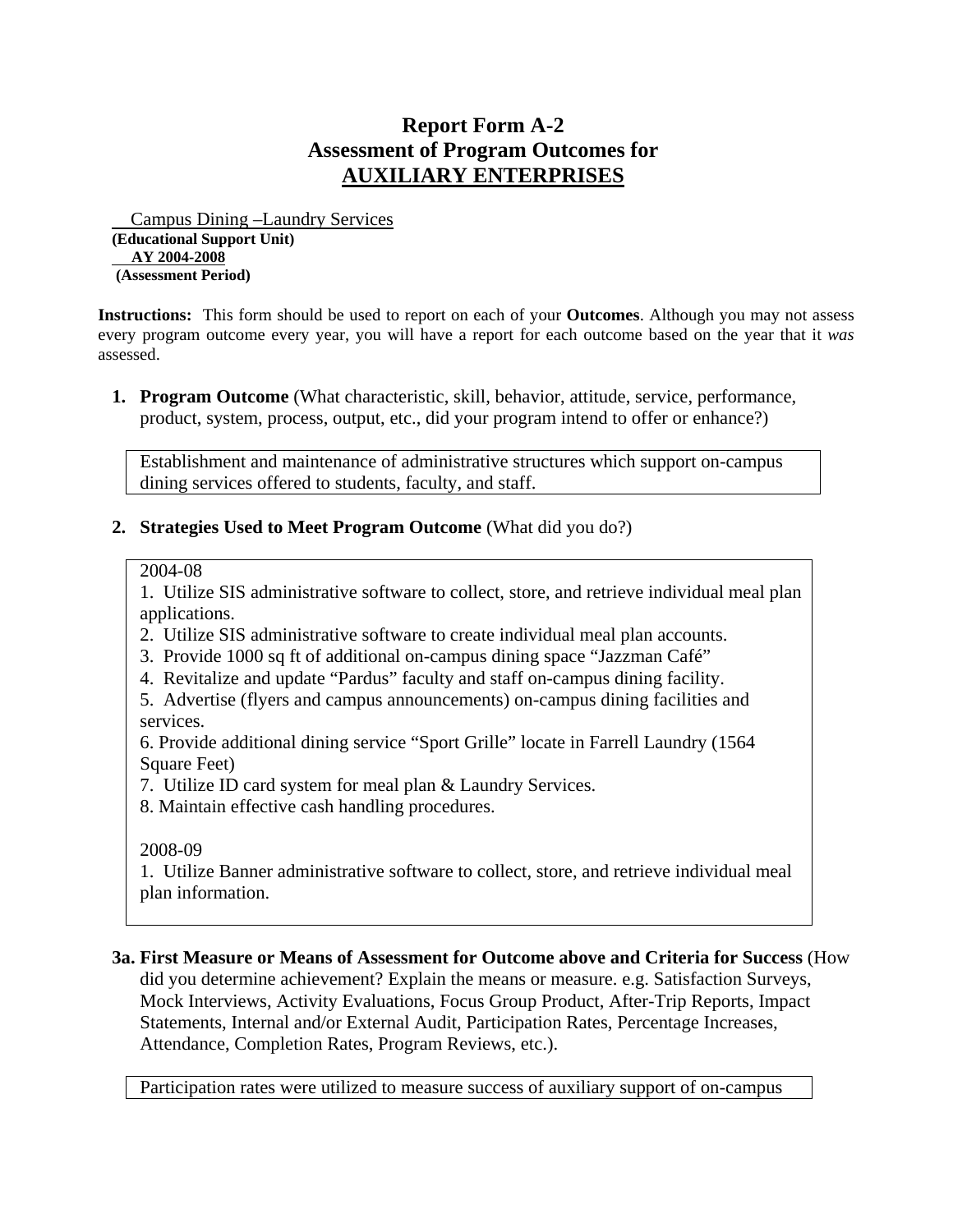# Report Form A-2
# Assessment of Program Outcomes for
# AUXILIARY ENTERPRISES

Campus Dining –Laundry Services
**(Educational Support Unit)**
**AY 2004-2008**
**(Assessment Period)**

**Instructions:** This form should be used to report on each of your **Outcomes**. Although you may not assess every program outcome every year, you will have a report for each outcome based on the year that it *was* assessed.

1. **Program Outcome** (What characteristic, skill, behavior, attitude, service, performance, product, system, process, output, etc., did your program intend to offer or enhance?)

   Establishment and maintenance of administrative structures which support on-campus dining services offered to students, faculty, and staff.

2. **Strategies Used to Meet Program Outcome** (What did you do?)

   2004-08
   1. Utilize SIS administrative software to collect, store, and retrieve individual meal plan applications.
   2. Utilize SIS administrative software to create individual meal plan accounts.
   3. Provide 1000 sq ft of additional on-campus dining space "Jazzman Café"
   4. Revitalize and update "Pardus" faculty and staff on-campus dining facility.
   5. Advertise (flyers and campus announcements) on-campus dining facilities and services.
   6. Provide additional dining service "Sport Grille" locate in Farrell Laundry (1564 Square Feet)
   7. Utilize ID card system for meal plan & Laundry Services.
   8. Maintain effective cash handling procedures.

   2008-09
   1. Utilize Banner administrative software to collect, store, and retrieve individual meal plan information.

**3a. First Measure or Means of Assessment for Outcome above and Criteria for Success** (How did you determine achievement? Explain the means or measure. e.g. Satisfaction Surveys, Mock Interviews, Activity Evaluations, Focus Group Product, After-Trip Reports, Impact Statements, Internal and/or External Audit, Participation Rates, Percentage Increases, Attendance, Completion Rates, Program Reviews, etc.).

Participation rates were utilized to measure success of auxiliary support of on-campus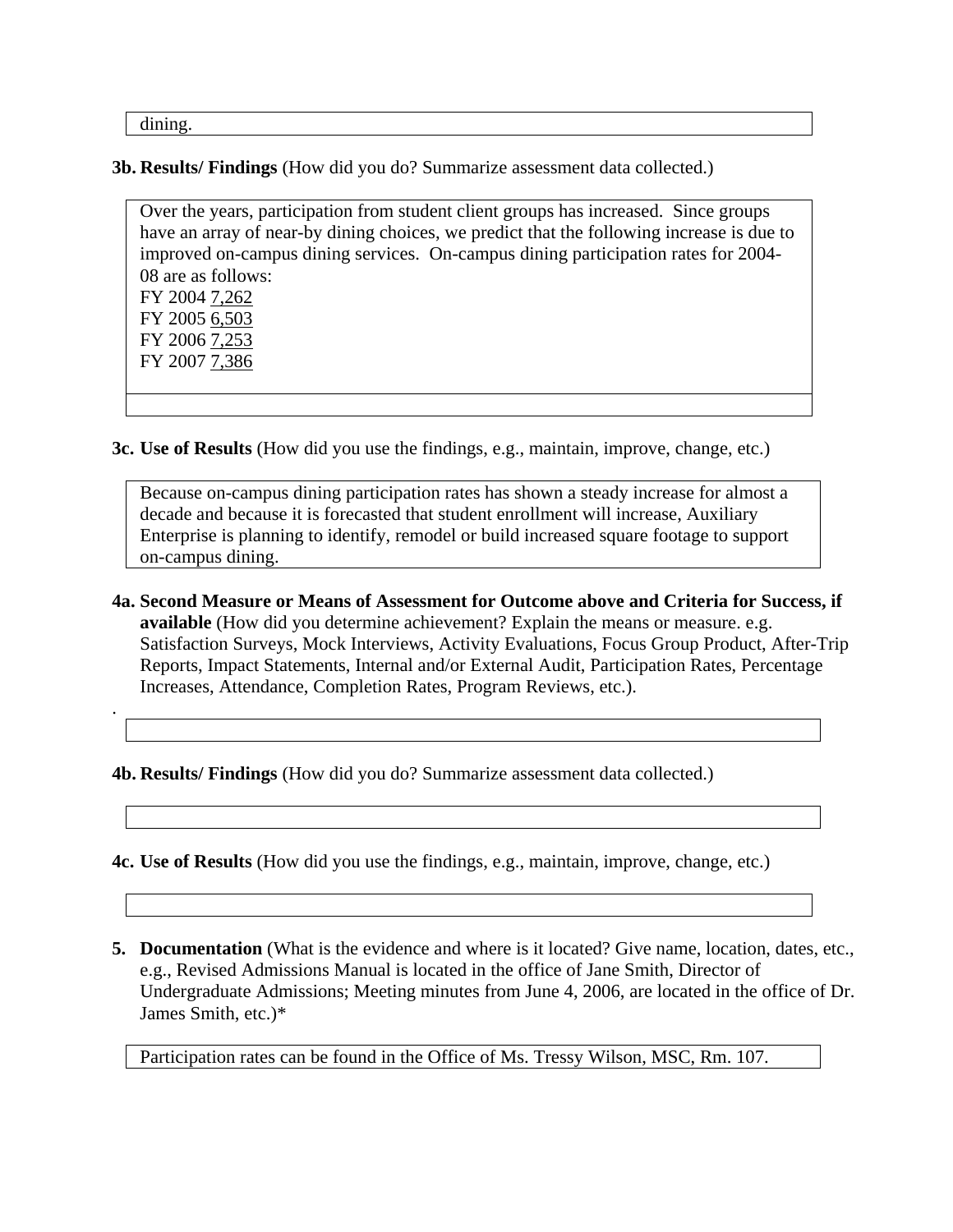dining.

**3b. Results/ Findings** (How did you do? Summarize assessment data collected.)

Over the years, participation from student client groups has increased. Since groups have an array of near-by dining choices, we predict that the following increase is due to improved on-campus dining services. On-campus dining participation rates for 2004-08 are as follows:
FY 2004 <u>7,262</u>
FY 2005 <u>6,503</u>
FY 2006 <u>7,253</u>
FY 2007 <u>7,386</u>

**3c. Use of Results** (How did you use the findings, e.g., maintain, improve, change, etc.)

Because on-campus dining participation rates has shown a steady increase for almost a decade and because it is forecasted that student enrollment will increase, Auxiliary Enterprise is planning to identify, remodel or build increased square footage to support on-campus dining.

**4a. Second Measure or Means of Assessment for Outcome above and Criteria for Success, if available** (How did you determine achievement? Explain the means or measure. e.g. Satisfaction Surveys, Mock Interviews, Activity Evaluations, Focus Group Product, After-Trip Reports, Impact Statements, Internal and/or External Audit, Participation Rates, Percentage Increases, Attendance, Completion Rates, Program Reviews, etc.).

.

**4b. Results/ Findings** (How did you do? Summarize assessment data collected.)

**4c. Use of Results** (How did you use the findings, e.g., maintain, improve, change, etc.)

**5. Documentation** (What is the evidence and where is it located? Give name, location, dates, etc., e.g., Revised Admissions Manual is located in the office of Jane Smith, Director of Undergraduate Admissions; Meeting minutes from June 4, 2006, are located in the office of Dr. James Smith, etc.)*

Participation rates can be found in the Office of Ms. Tressy Wilson, MSC, Rm. 107.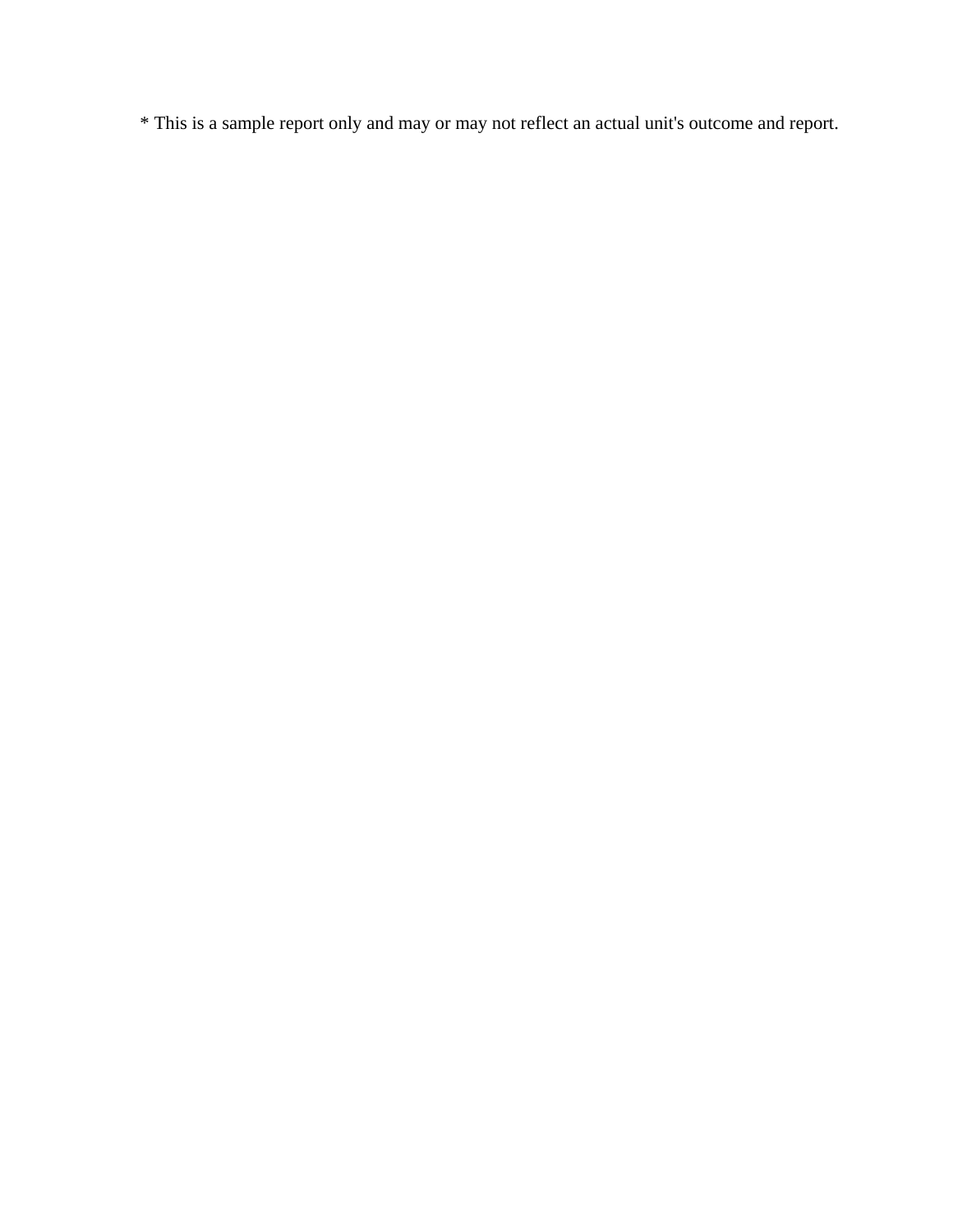* This is a sample report only and may or may not reflect an actual unit's outcome and report.